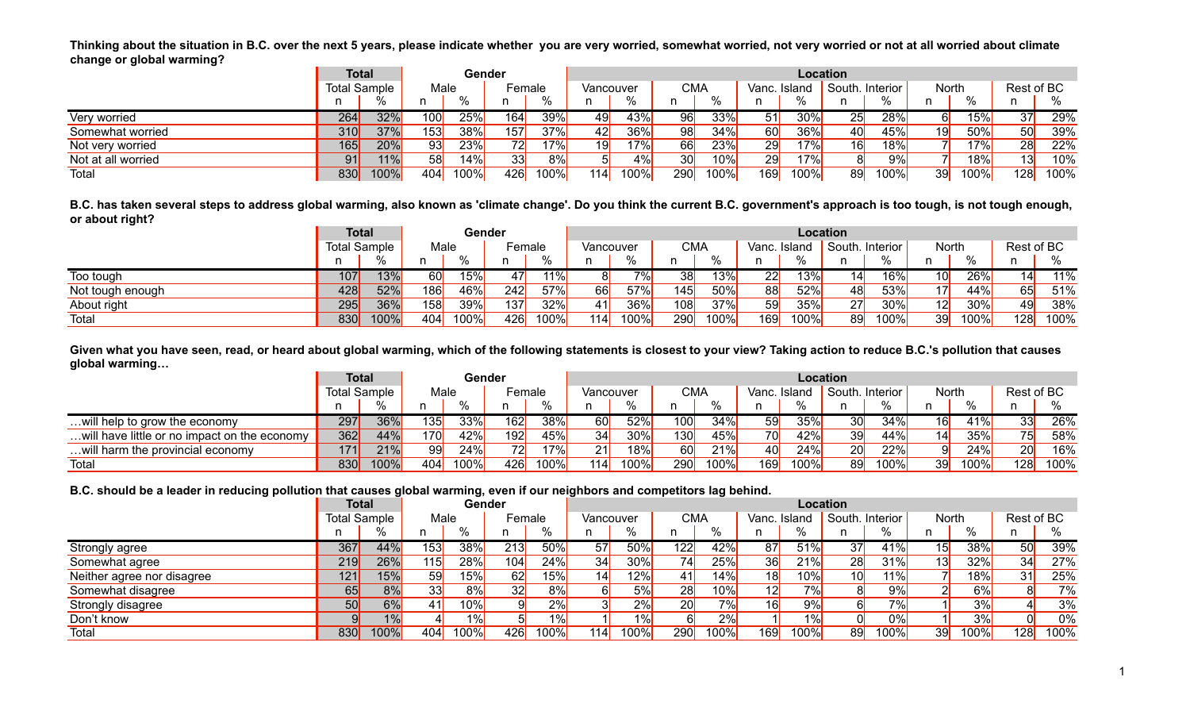**Thinking about the situation in B.C. over the next 5 years, please indicate whether you are very worried, somewhat worried, not very worried or not at all worried about climate change or global warming?**

| | Total | | Gender | | | | Location | | | | | | | | | | | |
|---|---|---|---|---|---|---|---|---|---|---|---|---|---|---|---|---|---|---|
| | Total Sample | | Male | | Female | | Vancouver | | CMA | | Vanc. Island | | South. Interior | | North | | Rest of BC | |
| | n | % | n | % | n | % | n | % | n | % | n | % | n | % | n | % | n | % |
| Very worried | 264 | 32% | 100 | 25% | 164 | 39% | 49 | 43% | 96 | 33% | 51 | 30% | 25 | 28% | 6 | 15% | 37 | 29% |
| Somewhat worried | 310 | 37% | 153 | 38% | 157 | 37% | 42 | 36% | 98 | 34% | 60 | 36% | 40 | 45% | 19 | 50% | 50 | 39% |
| Not very worried | 165 | 20% | 93 | 23% | 72 | 17% | 19 | 17% | 66 | 23% | 29 | 17% | 16 | 18% | 7 | 17% | 28 | 22% |
| Not at all worried | 91 | 11% | 58 | 14% | 33 | 8% | 5 | 4% | 30 | 10% | 29 | 17% | 8 | 9% | 7 | 18% | 13 | 10% |
| Total | 830 | 100% | 404 | 100% | 426 | 100% | 114 | 100% | 290 | 100% | 169 | 100% | 89 | 100% | 39 | 100% | 128 | 100% |

**B.C. has taken several steps to address global warming, also known as 'climate change'. Do you think the current B.C. government's approach is too tough, is not tough enough, or about right?**

| | Total | | Gender | | | | Location | | | | | | | | | | | |
|---|---|---|---|---|---|---|---|---|---|---|---|---|---|---|---|---|---|---|
| | Total Sample | | Male | | Female | | Vancouver | | CMA | | Vanc. Island | | South. Interior | | North | | Rest of BC | |
| | n | % | n | % | n | % | n | % | n | % | n | % | n | % | n | % | n | % |
| Too tough | 107 | 13% | 60 | 15% | 47 | 11% | 8 | 7% | 38 | 13% | 22 | 13% | 14 | 16% | 10 | 26% | 14 | 11% |
| Not tough enough | 428 | 52% | 186 | 46% | 242 | 57% | 66 | 57% | 145 | 50% | 88 | 52% | 48 | 53% | 17 | 44% | 65 | 51% |
| About right | 295 | 36% | 158 | 39% | 137 | 32% | 41 | 36% | 108 | 37% | 59 | 35% | 27 | 30% | 12 | 30% | 49 | 38% |
| Total | 830 | 100% | 404 | 100% | 426 | 100% | 114 | 100% | 290 | 100% | 169 | 100% | 89 | 100% | 39 | 100% | 128 | 100% |

**Given what you have seen, read, or heard about global warming, which of the following statements is closest to your view? Taking action to reduce B.C.'s pollution that causes global warming…**

| | Total | | Gender | | | | Location | | | | | | | | | | | |
|---|---|---|---|---|---|---|---|---|---|---|---|---|---|---|---|---|---|---|
| | Total Sample | | Male | | Female | | Vancouver | | CMA | | Vanc. Island | | South. Interior | | North | | Rest of BC | |
| | n | % | n | % | n | % | n | % | n | % | n | % | n | % | n | % | n | % |
| …will help to grow the economy | 297 | 36% | 135 | 33% | 162 | 38% | 60 | 52% | 100 | 34% | 59 | 35% | 30 | 34% | 16 | 41% | 33 | 26% |
| …will have little or no impact on the economy | 362 | 44% | 170 | 42% | 192 | 45% | 34 | 30% | 130 | 45% | 70 | 42% | 39 | 44% | 14 | 35% | 75 | 58% |
| …will harm the provincial economy | 171 | 21% | 99 | 24% | 72 | 17% | 21 | 18% | 60 | 21% | 40 | 24% | 20 | 22% | 9 | 24% | 20 | 16% |
| Total | 830 | 100% | 404 | 100% | 426 | 100% | 114 | 100% | 290 | 100% | 169 | 100% | 89 | 100% | 39 | 100% | 128 | 100% |

**B.C. should be a leader in reducing pollution that causes global warming, even if our neighbors and competitors lag behind.**

| | Total | | Gender | | | | Location | | | | | | | | | | | |
|---|---|---|---|---|---|---|---|---|---|---|---|---|---|---|---|---|---|---|
| | Total Sample | | Male | | Female | | Vancouver | | CMA | | Vanc. Island | | South. Interior | | North | | Rest of BC | |
| | n | % | n | % | n | % | n | % | n | % | n | % | n | % | n | % | n | % |
| Strongly agree | 367 | 44% | 153 | 38% | 213 | 50% | 57 | 50% | 122 | 42% | 87 | 51% | 37 | 41% | 15 | 38% | 50 | 39% |
| Somewhat agree | 219 | 26% | 115 | 28% | 104 | 24% | 34 | 30% | 74 | 25% | 36 | 21% | 28 | 31% | 13 | 32% | 34 | 27% |
| Neither agree nor disagree | 121 | 15% | 59 | 15% | 62 | 15% | 14 | 12% | 41 | 14% | 18 | 10% | 10 | 11% | 7 | 18% | 31 | 25% |
| Somewhat disagree | 65 | 8% | 33 | 8% | 32 | 8% | 6 | 5% | 28 | 10% | 12 | 7% | 8 | 9% | 2 | 6% | 8 | 7% |
| Strongly disagree | 50 | 6% | 41 | 10% | 9 | 2% | 3 | 2% | 20 | 7% | 16 | 9% | 6 | 7% | 1 | 3% | 4 | 3% |
| Don't know | 9 | 1% | 4 | 1% | 5 | 1% | 1 | 1% | 6 | 2% | 1 | 1% | 0 | 0% | 1 | 3% | 0 | 0% |
| Total | 830 | 100% | 404 | 100% | 426 | 100% | 114 | 100% | 290 | 100% | 169 | 100% | 89 | 100% | 39 | 100% | 128 | 100% |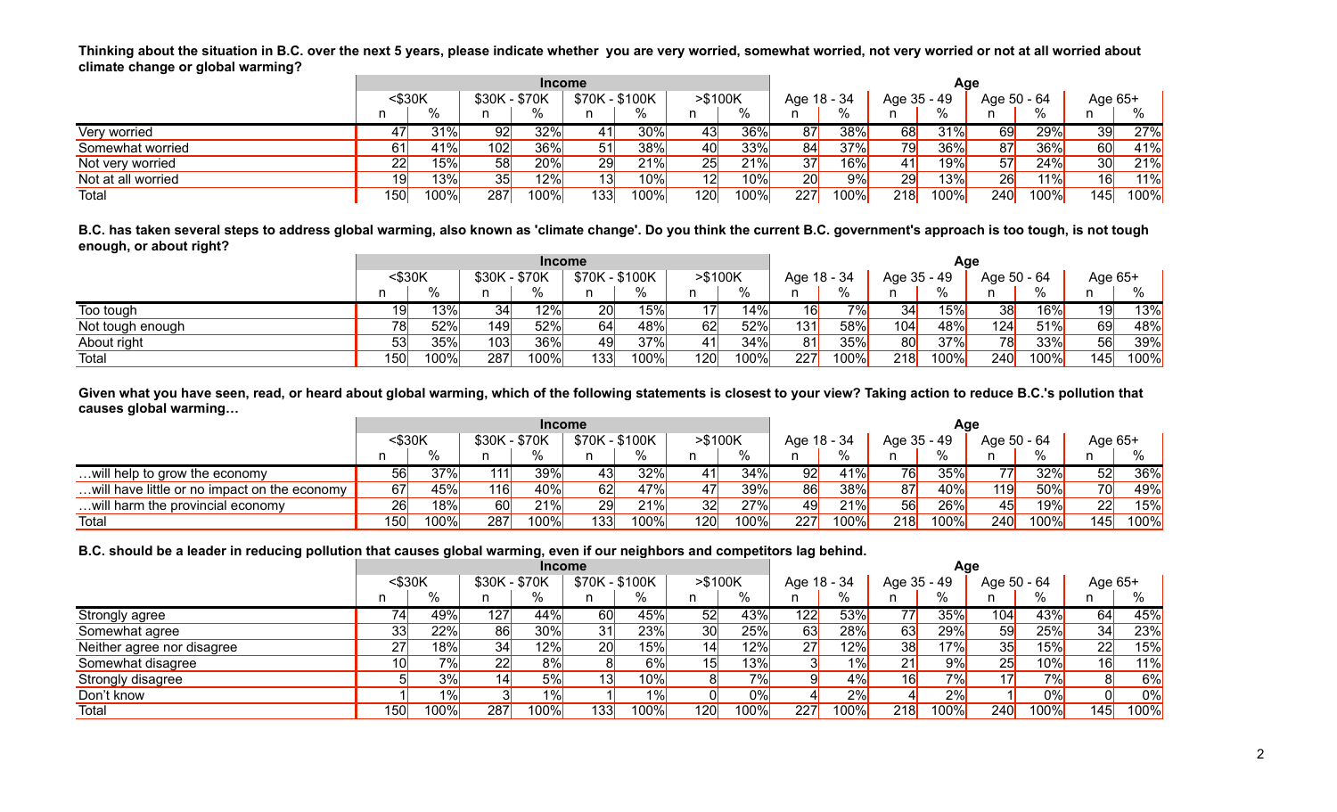**Thinking about the situation in B.C. over the next 5 years, please indicate whether you are very worried, somewhat worried, not very worried or not at all worried about climate change or global warming?**

| | Income | | | | | | | | Age | | | | | | | |
|---|---|---|---|---|---|---|---|---|---|---|---|---|---|---|---|---|
| | <$30K | | $30K - $70K | | $70K - $100K | | >$100K | | Age 18 - 34 | | Age 35 - 49 | | Age 50 - 64 | | Age 65+ | |
| | n | % | n | % | n | % | n | % | n | % | n | % | n | % | n | % |
| Very worried | 47 | 31% | 92 | 32% | 41 | 30% | 43 | 36% | 87 | 38% | 68 | 31% | 69 | 29% | 39 | 27% |
| Somewhat worried | 61 | 41% | 102 | 36% | 51 | 38% | 40 | 33% | 84 | 37% | 79 | 36% | 87 | 36% | 60 | 41% |
| Not very worried | 22 | 15% | 58 | 20% | 29 | 21% | 25 | 21% | 37 | 16% | 41 | 19% | 57 | 24% | 30 | 21% |
| Not at all worried | 19 | 13% | 35 | 12% | 13 | 10% | 12 | 10% | 20 | 9% | 29 | 13% | 26 | 11% | 16 | 11% |
| Total | 150 | 100% | 287 | 100% | 133 | 100% | 120 | 100% | 227 | 100% | 218 | 100% | 240 | 100% | 145 | 100% |

**B.C. has taken several steps to address global warming, also known as 'climate change'. Do you think the current B.C. government's approach is too tough, is not tough enough, or about right?**

| | Income | | | | | | | | Age | | | | | | | |
|---|---|---|---|---|---|---|---|---|---|---|---|---|---|---|---|---|
| | <$30K | | $30K - $70K | | $70K - $100K | | >$100K | | Age 18 - 34 | | Age 35 - 49 | | Age 50 - 64 | | Age 65+ | |
| | n | % | n | % | n | % | n | % | n | % | n | % | n | % | n | % |
| Too tough | 19 | 13% | 34 | 12% | 20 | 15% | 17 | 14% | 16 | 7% | 34 | 15% | 38 | 16% | 19 | 13% |
| Not tough enough | 78 | 52% | 149 | 52% | 64 | 48% | 62 | 52% | 131 | 58% | 104 | 48% | 124 | 51% | 69 | 48% |
| About right | 53 | 35% | 103 | 36% | 49 | 37% | 41 | 34% | 81 | 35% | 80 | 37% | 78 | 33% | 56 | 39% |
| Total | 150 | 100% | 287 | 100% | 133 | 100% | 120 | 100% | 227 | 100% | 218 | 100% | 240 | 100% | 145 | 100% |

**Given what you have seen, read, or heard about global warming, which of the following statements is closest to your view? Taking action to reduce B.C.'s pollution that causes global warming…**

| | Income | | | | | | | | Age | | | | | | | |
|---|---|---|---|---|---|---|---|---|---|---|---|---|---|---|---|---|
| | <$30K | | $30K - $70K | | $70K - $100K | | >$100K | | Age 18 - 34 | | Age 35 - 49 | | Age 50 - 64 | | Age 65+ | |
| | n | % | n | % | n | % | n | % | n | % | n | % | n | % | n | % |
| …will help to grow the economy | 56 | 37% | 111 | 39% | 43 | 32% | 41 | 34% | 92 | 41% | 76 | 35% | 77 | 32% | 52 | 36% |
| …will have little or no impact on the economy | 67 | 45% | 116 | 40% | 62 | 47% | 47 | 39% | 86 | 38% | 87 | 40% | 119 | 50% | 70 | 49% |
| …will harm the provincial economy | 26 | 18% | 60 | 21% | 29 | 21% | 32 | 27% | 49 | 21% | 56 | 26% | 45 | 19% | 22 | 15% |
| Total | 150 | 100% | 287 | 100% | 133 | 100% | 120 | 100% | 227 | 100% | 218 | 100% | 240 | 100% | 145 | 100% |

**B.C. should be a leader in reducing pollution that causes global warming, even if our neighbors and competitors lag behind.**

| | Income | | | | | | | | Age | | | | | | | |
|---|---|---|---|---|---|---|---|---|---|---|---|---|---|---|---|---|
| | <$30K | | $30K - $70K | | $70K - $100K | | >$100K | | Age 18 - 34 | | Age 35 - 49 | | Age 50 - 64 | | Age 65+ | |
| | n | % | n | % | n | % | n | % | n | % | n | % | n | % | n | % |
| Strongly agree | 74 | 49% | 127 | 44% | 60 | 45% | 52 | 43% | 122 | 53% | 77 | 35% | 104 | 43% | 64 | 45% |
| Somewhat agree | 33 | 22% | 86 | 30% | 31 | 23% | 30 | 25% | 63 | 28% | 63 | 29% | 59 | 25% | 34 | 23% |
| Neither agree nor disagree | 27 | 18% | 34 | 12% | 20 | 15% | 14 | 12% | 27 | 12% | 38 | 17% | 35 | 15% | 22 | 15% |
| Somewhat disagree | 10 | 7% | 22 | 8% | 8 | 6% | 15 | 13% | 3 | 1% | 21 | 9% | 25 | 10% | 16 | 11% |
| Strongly disagree | 5 | 3% | 14 | 5% | 13 | 10% | 8 | 7% | 9 | 4% | 16 | 7% | 17 | 7% | 8 | 6% |
| Don't know | 1 | 1% | 3 | 1% | 1 | 1% | 0 | 0% | 4 | 2% | 4 | 2% | 1 | 0% | 0 | 0% |
| Total | 150 | 100% | 287 | 100% | 133 | 100% | 120 | 100% | 227 | 100% | 218 | 100% | 240 | 100% | 145 | 100% |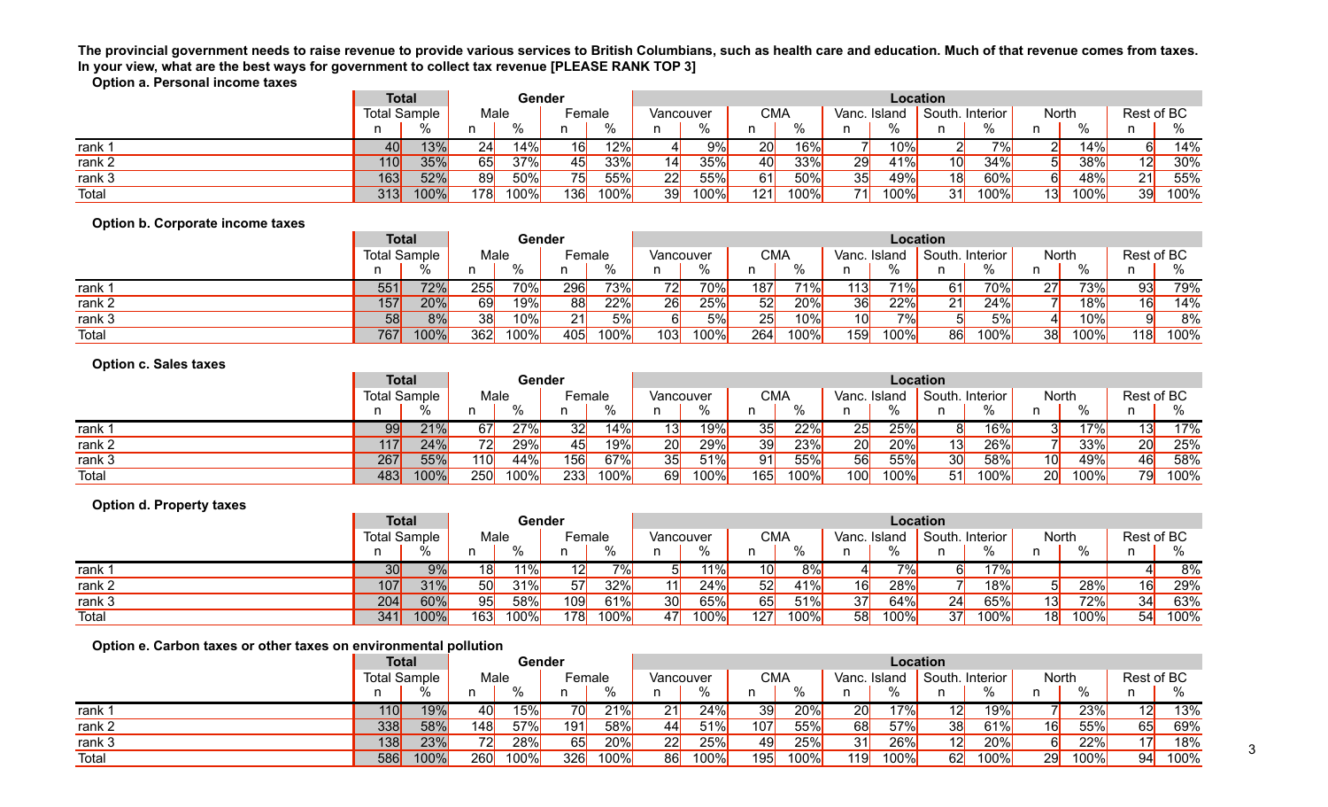**The provincial government needs to raise revenue to provide various services to British Columbians, such as health care and education. Much of that revenue comes from taxes. In your view, what are the best ways for government to collect tax revenue [PLEASE RANK TOP 3]**

**Option a. Personal income taxes**

| | Total | | Gender | | | | Location | | | | | | | | | | | |
|---|---|---|---|---|---|---|---|---|---|---|---|---|---|---|---|---|---|---|
| | Total Sample | | Male | | Female | | Vancouver | | CMA | | Vanc. Island | | South. Interior | | North | | Rest of BC | |
| | n | % | n | % | n | % | n | % | n | % | n | % | n | % | n | % | n | % |
| rank 1 | 40 | 13% | 24 | 14% | 16 | 12% | 4 | 9% | 20 | 16% | 7 | 10% | 2 | 7% | 2 | 14% | 6 | 14% |
| rank 2 | 110 | 35% | 65 | 37% | 45 | 33% | 14 | 35% | 40 | 33% | 29 | 41% | 10 | 34% | 5 | 38% | 12 | 30% |
| rank 3 | 163 | 52% | 89 | 50% | 75 | 55% | 22 | 55% | 61 | 50% | 35 | 49% | 18 | 60% | 6 | 48% | 21 | 55% |
| Total | 313 | 100% | 178 | 100% | 136 | 100% | 39 | 100% | 121 | 100% | 71 | 100% | 31 | 100% | 13 | 100% | 39 | 100% |

**Option b. Corporate income taxes**

| | Total | | Gender | | | | Location | | | | | | | | | | | |
|---|---|---|---|---|---|---|---|---|---|---|---|---|---|---|---|---|---|---|
| | Total Sample | | Male | | Female | | Vancouver | | CMA | | Vanc. Island | | South. Interior | | North | | Rest of BC | |
| | n | % | n | % | n | % | n | % | n | % | n | % | n | % | n | % | n | % |
| rank 1 | 551 | 72% | 255 | 70% | 296 | 73% | 72 | 70% | 187 | 71% | 113 | 71% | 61 | 70% | 27 | 73% | 93 | 79% |
| rank 2 | 157 | 20% | 69 | 19% | 88 | 22% | 26 | 25% | 52 | 20% | 36 | 22% | 21 | 24% | 7 | 18% | 16 | 14% |
| rank 3 | 58 | 8% | 38 | 10% | 21 | 5% | 6 | 5% | 25 | 10% | 10 | 7% | 5 | 5% | 4 | 10% | 9 | 8% |
| Total | 767 | 100% | 362 | 100% | 405 | 100% | 103 | 100% | 264 | 100% | 159 | 100% | 86 | 100% | 38 | 100% | 118 | 100% |

**Option c. Sales taxes**

| | Total | | Gender | | | | Location | | | | | | | | | | | |
|---|---|---|---|---|---|---|---|---|---|---|---|---|---|---|---|---|---|---|
| | Total Sample | | Male | | Female | | Vancouver | | CMA | | Vanc. Island | | South. Interior | | North | | Rest of BC | |
| | n | % | n | % | n | % | n | % | n | % | n | % | n | % | n | % | n | % |
| rank 1 | 99 | 21% | 67 | 27% | 32 | 14% | 13 | 19% | 35 | 22% | 25 | 25% | 8 | 16% | 3 | 17% | 13 | 17% |
| rank 2 | 117 | 24% | 72 | 29% | 45 | 19% | 20 | 29% | 39 | 23% | 20 | 20% | 13 | 26% | 7 | 33% | 20 | 25% |
| rank 3 | 267 | 55% | 110 | 44% | 156 | 67% | 35 | 51% | 91 | 55% | 56 | 55% | 30 | 58% | 10 | 49% | 46 | 58% |
| Total | 483 | 100% | 250 | 100% | 233 | 100% | 69 | 100% | 165 | 100% | 100 | 100% | 51 | 100% | 20 | 100% | 79 | 100% |

**Option d. Property taxes**

| | Total | | Gender | | | | Location | | | | | | | | | | | |
|---|---|---|---|---|---|---|---|---|---|---|---|---|---|---|---|---|---|---|
| | Total Sample | | Male | | Female | | Vancouver | | CMA | | Vanc. Island | | South. Interior | | North | | Rest of BC | |
| | n | % | n | % | n | % | n | % | n | % | n | % | n | % | n | % | n | % |
| rank 1 | 30 | 9% | 18 | 11% | 12 | 7% | 5 | 11% | 10 | 8% | 4 | 7% | 6 | 17% | | | 4 | 8% |
| rank 2 | 107 | 31% | 50 | 31% | 57 | 32% | 11 | 24% | 52 | 41% | 16 | 28% | 7 | 18% | 5 | 28% | 16 | 29% |
| rank 3 | 204 | 60% | 95 | 58% | 109 | 61% | 30 | 65% | 65 | 51% | 37 | 64% | 24 | 65% | 13 | 72% | 34 | 63% |
| Total | 341 | 100% | 163 | 100% | 178 | 100% | 47 | 100% | 127 | 100% | 58 | 100% | 37 | 100% | 18 | 100% | 54 | 100% |

**Option e. Carbon taxes or other taxes on environmental pollution**

| | Total | | Gender | | | | Location | | | | | | | | | | | |
|---|---|---|---|---|---|---|---|---|---|---|---|---|---|---|---|---|---|---|
| | Total Sample | | Male | | Female | | Vancouver | | CMA | | Vanc. Island | | South. Interior | | North | | Rest of BC | |
| | n | % | n | % | n | % | n | % | n | % | n | % | n | % | n | % | n | % |
| rank 1 | 110 | 19% | 40 | 15% | 70 | 21% | 21 | 24% | 39 | 20% | 20 | 17% | 12 | 19% | 7 | 23% | 12 | 13% |
| rank 2 | 338 | 58% | 148 | 57% | 191 | 58% | 44 | 51% | 107 | 55% | 68 | 57% | 38 | 61% | 16 | 55% | 65 | 69% |
| rank 3 | 138 | 23% | 72 | 28% | 65 | 20% | 22 | 25% | 49 | 25% | 31 | 26% | 12 | 20% | 6 | 22% | 17 | 18% |
| Total | 586 | 100% | 260 | 100% | 326 | 100% | 86 | 100% | 195 | 100% | 119 | 100% | 62 | 100% | 29 | 100% | 94 | 100% |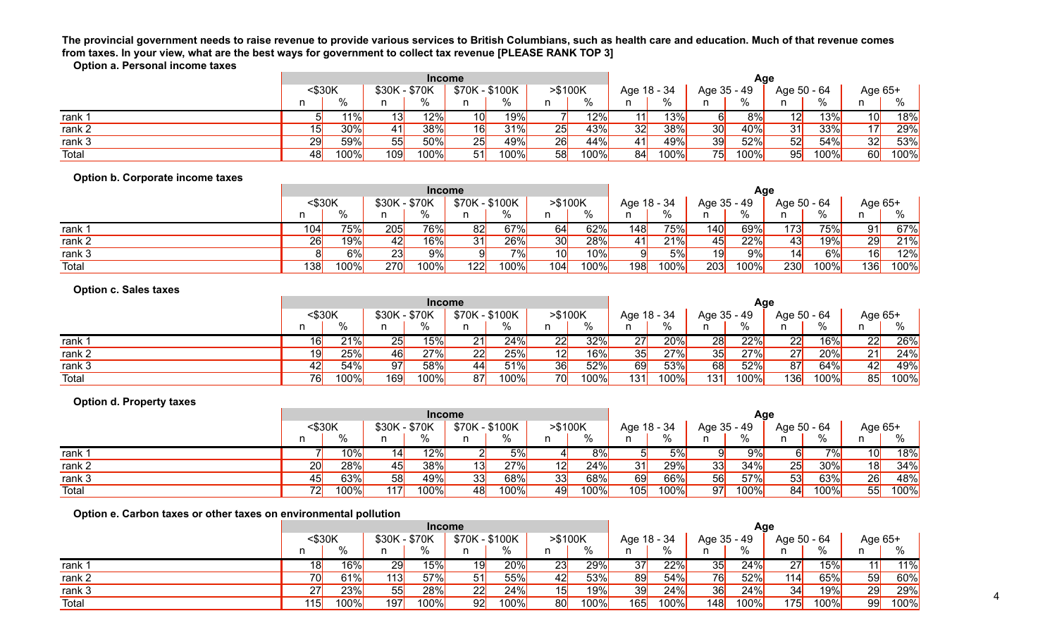**The provincial government needs to raise revenue to provide various services to British Columbians, such as health care and education. Much of that revenue comes from taxes. In your view, what are the best ways for government to collect tax revenue [PLEASE RANK TOP 3]**

**Option a. Personal income taxes**

| | Income | | | | | | | | Age | | | | | | | |
|---|---|---|---|---|---|---|---|---|---|---|---|---|---|---|---|---|
| | <$30K | | $30K - $70K | | $70K - $100K | | >$100K | | Age 18 - 34 | | Age 35 - 49 | | Age 50 - 64 | | Age 65+ | |
| | n | % | n | % | n | % | n | % | n | % | n | % | n | % | n | % |
| rank 1 | 5 | 11% | 13 | 12% | 10 | 19% | 7 | 12% | 11 | 13% | 6 | 8% | 12 | 13% | 10 | 18% |
| rank 2 | 15 | 30% | 41 | 38% | 16 | 31% | 25 | 43% | 32 | 38% | 30 | 40% | 31 | 33% | 17 | 29% |
| rank 3 | 29 | 59% | 55 | 50% | 25 | 49% | 26 | 44% | 41 | 49% | 39 | 52% | 52 | 54% | 32 | 53% |
| Total | 48 | 100% | 109 | 100% | 51 | 100% | 58 | 100% | 84 | 100% | 75 | 100% | 95 | 100% | 60 | 100% |

**Option b. Corporate income taxes**

| | Income | | | | | | | | Age | | | | | | | |
|---|---|---|---|---|---|---|---|---|---|---|---|---|---|---|---|---|
| | <$30K | | $30K - $70K | | $70K - $100K | | >$100K | | Age 18 - 34 | | Age 35 - 49 | | Age 50 - 64 | | Age 65+ | |
| | n | % | n | % | n | % | n | % | n | % | n | % | n | % | n | % |
| rank 1 | 104 | 75% | 205 | 76% | 82 | 67% | 64 | 62% | 148 | 75% | 140 | 69% | 173 | 75% | 91 | 67% |
| rank 2 | 26 | 19% | 42 | 16% | 31 | 26% | 30 | 28% | 41 | 21% | 45 | 22% | 43 | 19% | 29 | 21% |
| rank 3 | 8 | 6% | 23 | 9% | 9 | 7% | 10 | 10% | 9 | 5% | 19 | 9% | 14 | 6% | 16 | 12% |
| Total | 138 | 100% | 270 | 100% | 122 | 100% | 104 | 100% | 198 | 100% | 203 | 100% | 230 | 100% | 136 | 100% |

**Option c. Sales taxes**

| | Income | | | | | | | | Age | | | | | | | |
|---|---|---|---|---|---|---|---|---|---|---|---|---|---|---|---|---|
| | <$30K | | $30K - $70K | | $70K - $100K | | >$100K | | Age 18 - 34 | | Age 35 - 49 | | Age 50 - 64 | | Age 65+ | |
| | n | % | n | % | n | % | n | % | n | % | n | % | n | % | n | % |
| rank 1 | 16 | 21% | 25 | 15% | 21 | 24% | 22 | 32% | 27 | 20% | 28 | 22% | 22 | 16% | 22 | 26% |
| rank 2 | 19 | 25% | 46 | 27% | 22 | 25% | 12 | 16% | 35 | 27% | 35 | 27% | 27 | 20% | 21 | 24% |
| rank 3 | 42 | 54% | 97 | 58% | 44 | 51% | 36 | 52% | 69 | 53% | 68 | 52% | 87 | 64% | 42 | 49% |
| Total | 76 | 100% | 169 | 100% | 87 | 100% | 70 | 100% | 131 | 100% | 131 | 100% | 136 | 100% | 85 | 100% |

**Option d. Property taxes**

| | Income | | | | | | | | Age | | | | | | | |
|---|---|---|---|---|---|---|---|---|---|---|---|---|---|---|---|---|
| | <$30K | | $30K - $70K | | $70K - $100K | | >$100K | | Age 18 - 34 | | Age 35 - 49 | | Age 50 - 64 | | Age 65+ | |
| | n | % | n | % | n | % | n | % | n | % | n | % | n | % | n | % |
| rank 1 | 7 | 10% | 14 | 12% | 2 | 5% | 4 | 8% | 5 | 5% | 9 | 9% | 6 | 7% | 10 | 18% |
| rank 2 | 20 | 28% | 45 | 38% | 13 | 27% | 12 | 24% | 31 | 29% | 33 | 34% | 25 | 30% | 18 | 34% |
| rank 3 | 45 | 63% | 58 | 49% | 33 | 68% | 33 | 68% | 69 | 66% | 56 | 57% | 53 | 63% | 26 | 48% |
| Total | 72 | 100% | 117 | 100% | 48 | 100% | 49 | 100% | 105 | 100% | 97 | 100% | 84 | 100% | 55 | 100% |

**Option e. Carbon taxes or other taxes on environmental pollution**

| | Income | | | | | | | | Age | | | | | | | |
|---|---|---|---|---|---|---|---|---|---|---|---|---|---|---|---|---|
| | <$30K | | $30K - $70K | | $70K - $100K | | >$100K | | Age 18 - 34 | | Age 35 - 49 | | Age 50 - 64 | | Age 65+ | |
| | n | % | n | % | n | % | n | % | n | % | n | % | n | % | n | % |
| rank 1 | 18 | 16% | 29 | 15% | 19 | 20% | 23 | 29% | 37 | 22% | 35 | 24% | 27 | 15% | 11 | 11% |
| rank 2 | 70 | 61% | 113 | 57% | 51 | 55% | 42 | 53% | 89 | 54% | 76 | 52% | 114 | 65% | 59 | 60% |
| rank 3 | 27 | 23% | 55 | 28% | 22 | 24% | 15 | 19% | 39 | 24% | 36 | 24% | 34 | 19% | 29 | 29% |
| Total | 115 | 100% | 197 | 100% | 92 | 100% | 80 | 100% | 165 | 100% | 148 | 100% | 175 | 100% | 99 | 100% |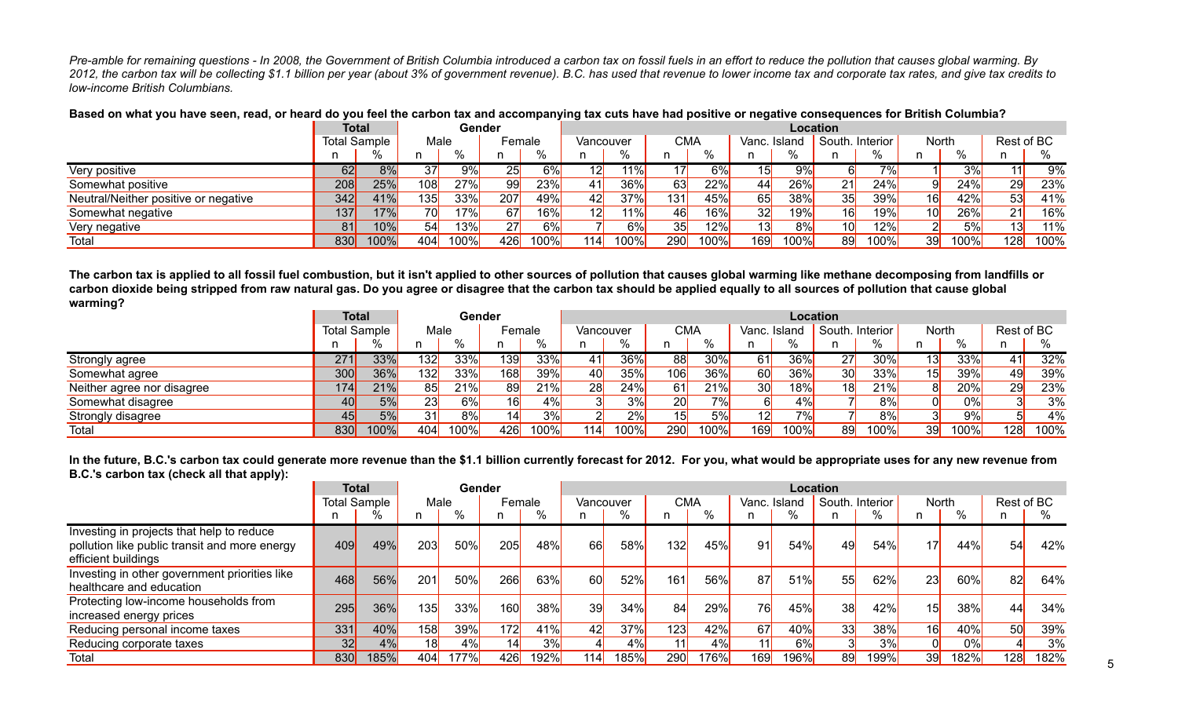*Pre-amble for remaining questions - In 2008, the Government of British Columbia introduced a carbon tax on fossil fuels in an effort to reduce the pollution that causes global warming. By 2012, the carbon tax will be collecting $1.1 billion per year (about 3% of government revenue). B.C. has used that revenue to lower income tax and corporate tax rates, and give tax credits to low-income British Columbians.*

**Based on what you have seen, read, or heard do you feel the carbon tax and accompanying tax cuts have had positive or negative consequences for British Columbia?**

| | Total | | Gender | | | | Location | | | | | | | | | | | |
|---|---|---|---|---|---|---|---|---|---|---|---|---|---|---|---|---|---|---|
| | Total Sample | | Male | | Female | | Vancouver | | CMA | | Vanc. Island | | South. Interior | | North | | Rest of BC | |
| | n | % | n | % | n | % | n | % | n | % | n | % | n | % | n | % | n | % |
| Very positive | 62 | 8% | 37 | 9% | 25 | 6% | 12 | 11% | 17 | 6% | 15 | 9% | 6 | 7% | 1 | 3% | 11 | 9% |
| Somewhat positive | 208 | 25% | 108 | 27% | 99 | 23% | 41 | 36% | 63 | 22% | 44 | 26% | 21 | 24% | 9 | 24% | 29 | 23% |
| Neutral/Neither positive or negative | 342 | 41% | 135 | 33% | 207 | 49% | 42 | 37% | 131 | 45% | 65 | 38% | 35 | 39% | 16 | 42% | 53 | 41% |
| Somewhat negative | 137 | 17% | 70 | 17% | 67 | 16% | 12 | 11% | 46 | 16% | 32 | 19% | 16 | 19% | 10 | 26% | 21 | 16% |
| Very negative | 81 | 10% | 54 | 13% | 27 | 6% | 7 | 6% | 35 | 12% | 13 | 8% | 10 | 12% | 2 | 5% | 13 | 11% |
| Total | 830 | 100% | 404 | 100% | 426 | 100% | 114 | 100% | 290 | 100% | 169 | 100% | 89 | 100% | 39 | 100% | 128 | 100% |

**The carbon tax is applied to all fossil fuel combustion, but it isn't applied to other sources of pollution that causes global warming like methane decomposing from landfills or carbon dioxide being stripped from raw natural gas. Do you agree or disagree that the carbon tax should be applied equally to all sources of pollution that cause global warming?**

| | Total | | Gender | | | | Location | | | | | | | | | | | |
|---|---|---|---|---|---|---|---|---|---|---|---|---|---|---|---|---|---|---|
| | Total Sample | | Male | | Female | | Vancouver | | CMA | | Vanc. Island | | South. Interior | | North | | Rest of BC | |
| | n | % | n | % | n | % | n | % | n | % | n | % | n | % | n | % | n | % |
| Strongly agree | 271 | 33% | 132 | 33% | 139 | 33% | 41 | 36% | 88 | 30% | 61 | 36% | 27 | 30% | 13 | 33% | 41 | 32% |
| Somewhat agree | 300 | 36% | 132 | 33% | 168 | 39% | 40 | 35% | 106 | 36% | 60 | 36% | 30 | 33% | 15 | 39% | 49 | 39% |
| Neither agree nor disagree | 174 | 21% | 85 | 21% | 89 | 21% | 28 | 24% | 61 | 21% | 30 | 18% | 18 | 21% | 8 | 20% | 29 | 23% |
| Somewhat disagree | 40 | 5% | 23 | 6% | 16 | 4% | 3 | 3% | 20 | 7% | 6 | 4% | 7 | 8% | 0 | 0% | 3 | 3% |
| Strongly disagree | 45 | 5% | 31 | 8% | 14 | 3% | 2 | 2% | 15 | 5% | 12 | 7% | 7 | 8% | 3 | 9% | 5 | 4% |
| Total | 830 | 100% | 404 | 100% | 426 | 100% | 114 | 100% | 290 | 100% | 169 | 100% | 89 | 100% | 39 | 100% | 128 | 100% |

**In the future, B.C.'s carbon tax could generate more revenue than the $1.1 billion currently forecast for 2012. For you, what would be appropriate uses for any new revenue from B.C.'s carbon tax (check all that apply):**

| | Total | | Gender | | | | Location | | | | | | | | | | | |
|---|---|---|---|---|---|---|---|---|---|---|---|---|---|---|---|---|---|---|
| | Total Sample | | Male | | Female | | Vancouver | | CMA | | Vanc. Island | | South. Interior | | North | | Rest of BC | |
| | n | % | n | % | n | % | n | % | n | % | n | % | n | % | n | % | n | % |
| Investing in projects that help to reduce pollution like public transit and more energy efficient buildings | 409 | 49% | 203 | 50% | 205 | 48% | 66 | 58% | 132 | 45% | 91 | 54% | 49 | 54% | 17 | 44% | 54 | 42% |
| Investing in other government priorities like healthcare and education | 468 | 56% | 201 | 50% | 266 | 63% | 60 | 52% | 161 | 56% | 87 | 51% | 55 | 62% | 23 | 60% | 82 | 64% |
| Protecting low-income households from increased energy prices | 295 | 36% | 135 | 33% | 160 | 38% | 39 | 34% | 84 | 29% | 76 | 45% | 38 | 42% | 15 | 38% | 44 | 34% |
| Reducing personal income taxes | 331 | 40% | 158 | 39% | 172 | 41% | 42 | 37% | 123 | 42% | 67 | 40% | 33 | 38% | 16 | 40% | 50 | 39% |
| Reducing corporate taxes | 32 | 4% | 18 | 4% | 14 | 3% | 4 | 4% | 11 | 4% | 11 | 6% | 3 | 3% | 0 | 0% | 4 | 3% |
| Total | 830 | 185% | 404 | 177% | 426 | 192% | 114 | 185% | 290 | 176% | 169 | 196% | 89 | 199% | 39 | 182% | 128 | 182% |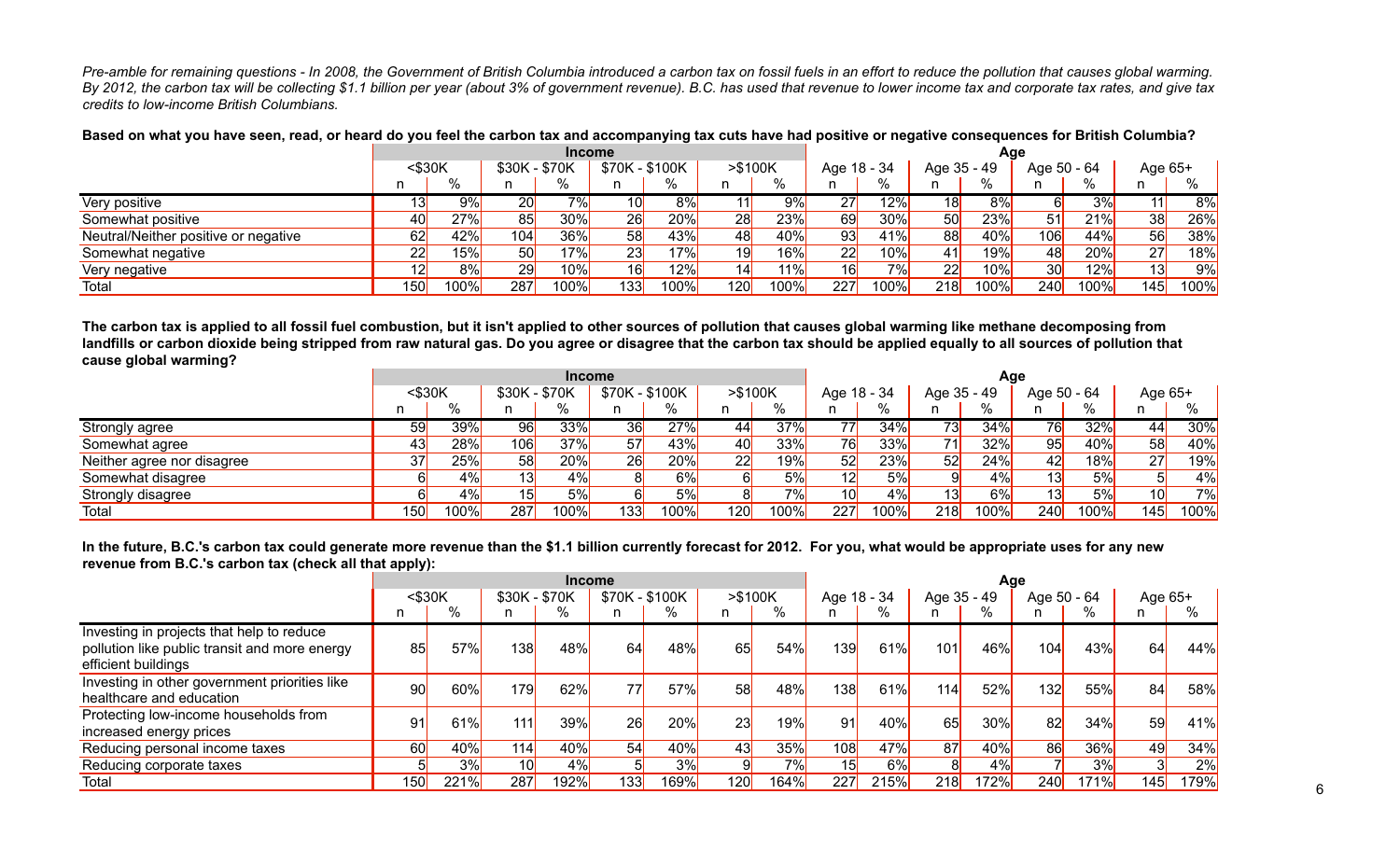*Pre-amble for remaining questions - In 2008, the Government of British Columbia introduced a carbon tax on fossil fuels in an effort to reduce the pollution that causes global warming. By 2012, the carbon tax will be collecting $1.1 billion per year (about 3% of government revenue). B.C. has used that revenue to lower income tax and corporate tax rates, and give tax credits to low-income British Columbians.*

**Based on what you have seen, read, or heard do you feel the carbon tax and accompanying tax cuts have had positive or negative consequences for British Columbia?**

| | Income | | | | | | | | Age | | | | | | | |
|---|---|---|---|---|---|---|---|---|---|---|---|---|---|---|---|---|
| | <$30K | | $30K - $70K | | $70K - $100K | | >$100K | | Age 18 - 34 | | Age 35 - 49 | | Age 50 - 64 | | Age 65+ | |
| | n | % | n | % | n | % | n | % | n | % | n | % | n | % | n | % |
| Very positive | 13 | 9% | 20 | 7% | 10 | 8% | 11 | 9% | 27 | 12% | 18 | 8% | 6 | 3% | 11 | 8% |
| Somewhat positive | 40 | 27% | 85 | 30% | 26 | 20% | 28 | 23% | 69 | 30% | 50 | 23% | 51 | 21% | 38 | 26% |
| Neutral/Neither positive or negative | 62 | 42% | 104 | 36% | 58 | 43% | 48 | 40% | 93 | 41% | 88 | 40% | 106 | 44% | 56 | 38% |
| Somewhat negative | 22 | 15% | 50 | 17% | 23 | 17% | 19 | 16% | 22 | 10% | 41 | 19% | 48 | 20% | 27 | 18% |
| Very negative | 12 | 8% | 29 | 10% | 16 | 12% | 14 | 11% | 16 | 7% | 22 | 10% | 30 | 12% | 13 | 9% |
| Total | 150 | 100% | 287 | 100% | 133 | 100% | 120 | 100% | 227 | 100% | 218 | 100% | 240 | 100% | 145 | 100% |

**The carbon tax is applied to all fossil fuel combustion, but it isn't applied to other sources of pollution that causes global warming like methane decomposing from landfills or carbon dioxide being stripped from raw natural gas. Do you agree or disagree that the carbon tax should be applied equally to all sources of pollution that cause global warming?**

| | Income | | | | | | | | Age | | | | | | | |
|---|---|---|---|---|---|---|---|---|---|---|---|---|---|---|---|---|
| | <$30K | | $30K - $70K | | $70K - $100K | | >$100K | | Age 18 - 34 | | Age 35 - 49 | | Age 50 - 64 | | Age 65+ | |
| | n | % | n | % | n | % | n | % | n | % | n | % | n | % | n | % |
| Strongly agree | 59 | 39% | 96 | 33% | 36 | 27% | 44 | 37% | 77 | 34% | 73 | 34% | 76 | 32% | 44 | 30% |
| Somewhat agree | 43 | 28% | 106 | 37% | 57 | 43% | 40 | 33% | 76 | 33% | 71 | 32% | 95 | 40% | 58 | 40% |
| Neither agree nor disagree | 37 | 25% | 58 | 20% | 26 | 20% | 22 | 19% | 52 | 23% | 52 | 24% | 42 | 18% | 27 | 19% |
| Somewhat disagree | 6 | 4% | 13 | 4% | 8 | 6% | 6 | 5% | 12 | 5% | 9 | 4% | 13 | 5% | 5 | 4% |
| Strongly disagree | 6 | 4% | 15 | 5% | 6 | 5% | 8 | 7% | 10 | 4% | 13 | 6% | 13 | 5% | 10 | 7% |
| Total | 150 | 100% | 287 | 100% | 133 | 100% | 120 | 100% | 227 | 100% | 218 | 100% | 240 | 100% | 145 | 100% |

**In the future, B.C.'s carbon tax could generate more revenue than the $1.1 billion currently forecast for 2012. For you, what would be appropriate uses for any new revenue from B.C.'s carbon tax (check all that apply):**

| | Income | | | | | | | | Age | | | | | | | |
|---|---|---|---|---|---|---|---|---|---|---|---|---|---|---|---|---|
| | <$30K | | $30K - $70K | | $70K - $100K | | >$100K | | Age 18 - 34 | | Age 35 - 49 | | Age 50 - 64 | | Age 65+ | |
| | n | % | n | % | n | % | n | % | n | % | n | % | n | % | n | % |
| Investing in projects that help to reduce pollution like public transit and more energy efficient buildings | 85 | 57% | 138 | 48% | 64 | 48% | 65 | 54% | 139 | 61% | 101 | 46% | 104 | 43% | 64 | 44% |
| Investing in other government priorities like healthcare and education | 90 | 60% | 179 | 62% | 77 | 57% | 58 | 48% | 138 | 61% | 114 | 52% | 132 | 55% | 84 | 58% |
| Protecting low-income households from increased energy prices | 91 | 61% | 111 | 39% | 26 | 20% | 23 | 19% | 91 | 40% | 65 | 30% | 82 | 34% | 59 | 41% |
| Reducing personal income taxes | 60 | 40% | 114 | 40% | 54 | 40% | 43 | 35% | 108 | 47% | 87 | 40% | 86 | 36% | 49 | 34% |
| Reducing corporate taxes | 5 | 3% | 10 | 4% | 5 | 3% | 9 | 7% | 15 | 6% | 8 | 4% | 7 | 3% | 3 | 2% |
| Total | 150 | 221% | 287 | 192% | 133 | 169% | 120 | 164% | 227 | 215% | 218 | 172% | 240 | 171% | 145 | 179% |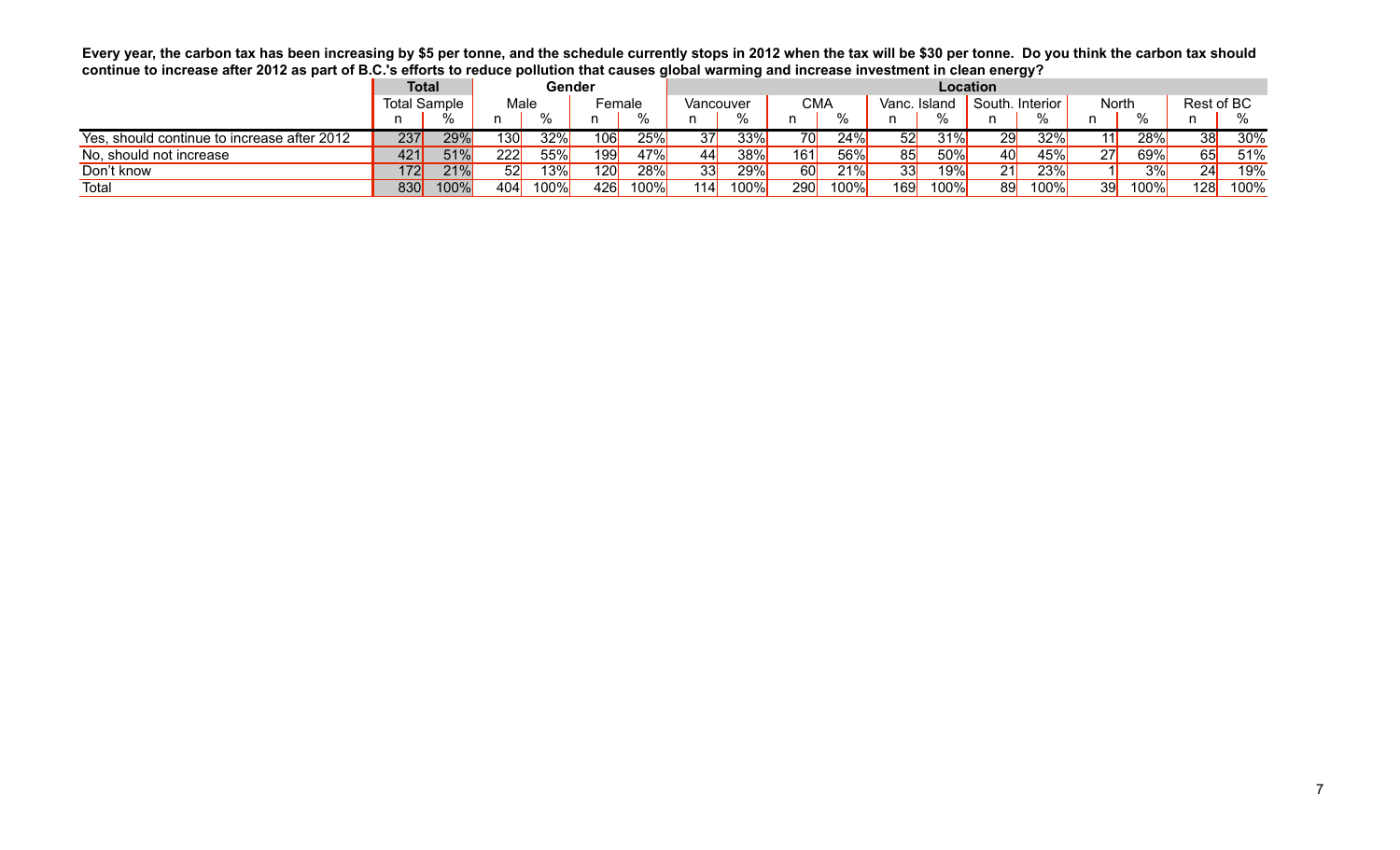**Every year, the carbon tax has been increasing by $5 per tonne, and the schedule currently stops in 2012 when the tax will be $30 per tonne. Do you think the carbon tax should continue to increase after 2012 as part of B.C.'s efforts to reduce pollution that causes global warming and increase investment in clean energy?**

| | Total | | Gender | | | | Location | | | | | | | | | | | |
|---|---|---|---|---|---|---|---|---|---|---|---|---|---|---|---|---|---|---|
| | Total Sample | | Male | | Female | | Vancouver | | CMA | | Vanc. Island | | South. Interior | | North | | Rest of BC | |
| | n | % | n | % | n | % | n | % | n | % | n | % | n | % | n | % | n | % |
| Yes, should continue to increase after 2012 | 237 | 29% | 130 | 32% | 106 | 25% | 37 | 33% | 70 | 24% | 52 | 31% | 29 | 32% | 11 | 28% | 38 | 30% |
| No, should not increase | 421 | 51% | 222 | 55% | 199 | 47% | 44 | 38% | 161 | 56% | 85 | 50% | 40 | 45% | 27 | 69% | 65 | 51% |
| Don't know | 172 | 21% | 52 | 13% | 120 | 28% | 33 | 29% | 60 | 21% | 33 | 19% | 21 | 23% | 1 | 3% | 24 | 19% |
| Total | 830 | 100% | 404 | 100% | 426 | 100% | 114 | 100% | 290 | 100% | 169 | 100% | 89 | 100% | 39 | 100% | 128 | 100% |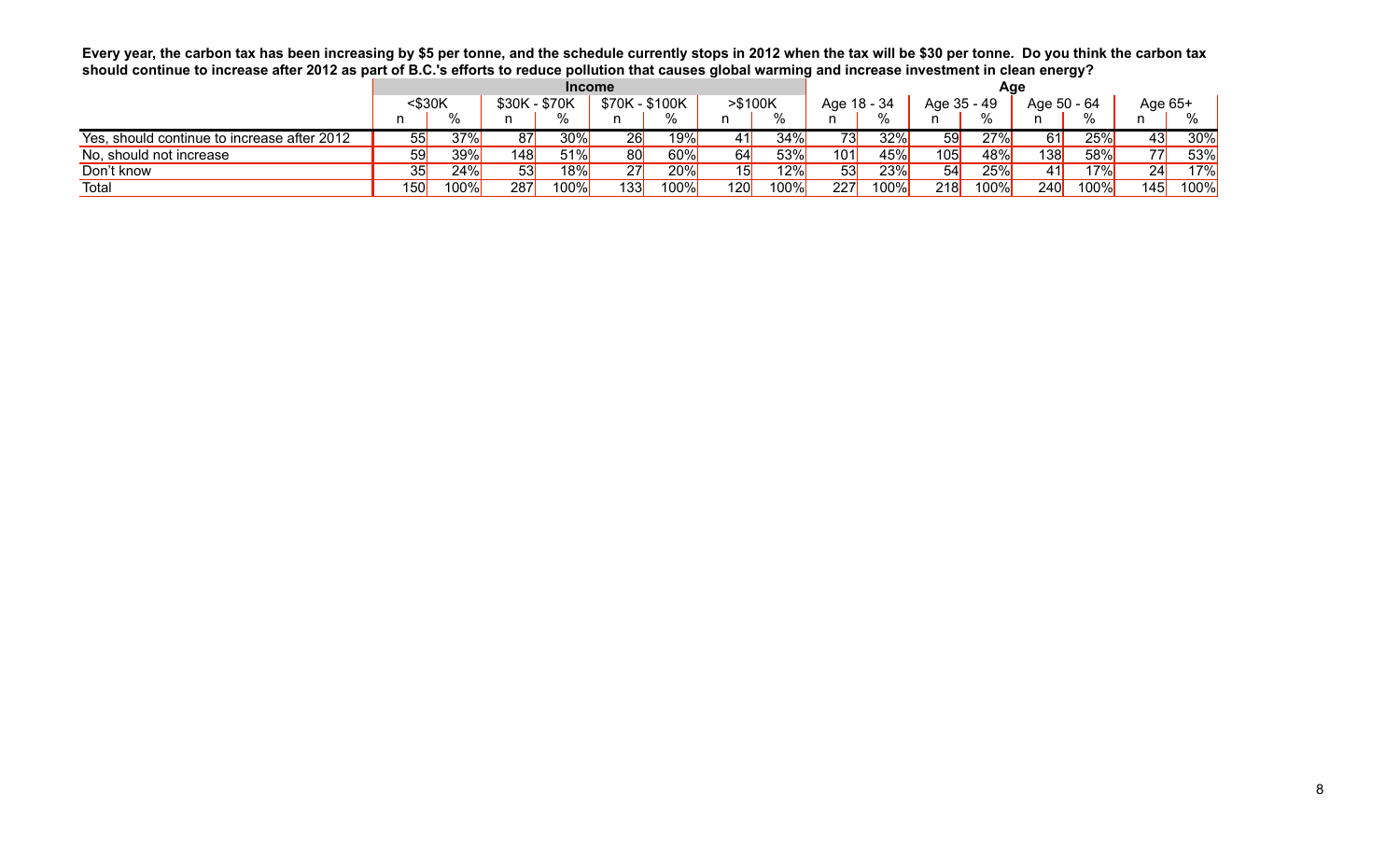**Every year, the carbon tax has been increasing by $5 per tonne, and the schedule currently stops in 2012 when the tax will be $30 per tonne. Do you think the carbon tax should continue to increase after 2012 as part of B.C.'s efforts to reduce pollution that causes global warming and increase investment in clean energy?**

| | Income | | | | | | | | Age | | | | | | | |
|---|---|---|---|---|---|---|---|---|---|---|---|---|---|---|---|---|
| | <$30K | | $30K - $70K | | $70K - $100K | | >$100K | | Age 18 - 34 | | Age 35 - 49 | | Age 50 - 64 | | Age 65+ | |
| | n | % | n | % | n | % | n | % | n | % | n | % | n | % | n | % |
| Yes, should continue to increase after 2012 | 55 | 37% | 87 | 30% | 26 | 19% | 41 | 34% | 73 | 32% | 59 | 27% | 61 | 25% | 43 | 30% |
| No, should not increase | 59 | 39% | 148 | 51% | 80 | 60% | 64 | 53% | 101 | 45% | 105 | 48% | 138 | 58% | 77 | 53% |
| Don't know | 35 | 24% | 53 | 18% | 27 | 20% | 15 | 12% | 53 | 23% | 54 | 25% | 41 | 17% | 24 | 17% |
| Total | 150 | 100% | 287 | 100% | 133 | 100% | 120 | 100% | 227 | 100% | 218 | 100% | 240 | 100% | 145 | 100% |